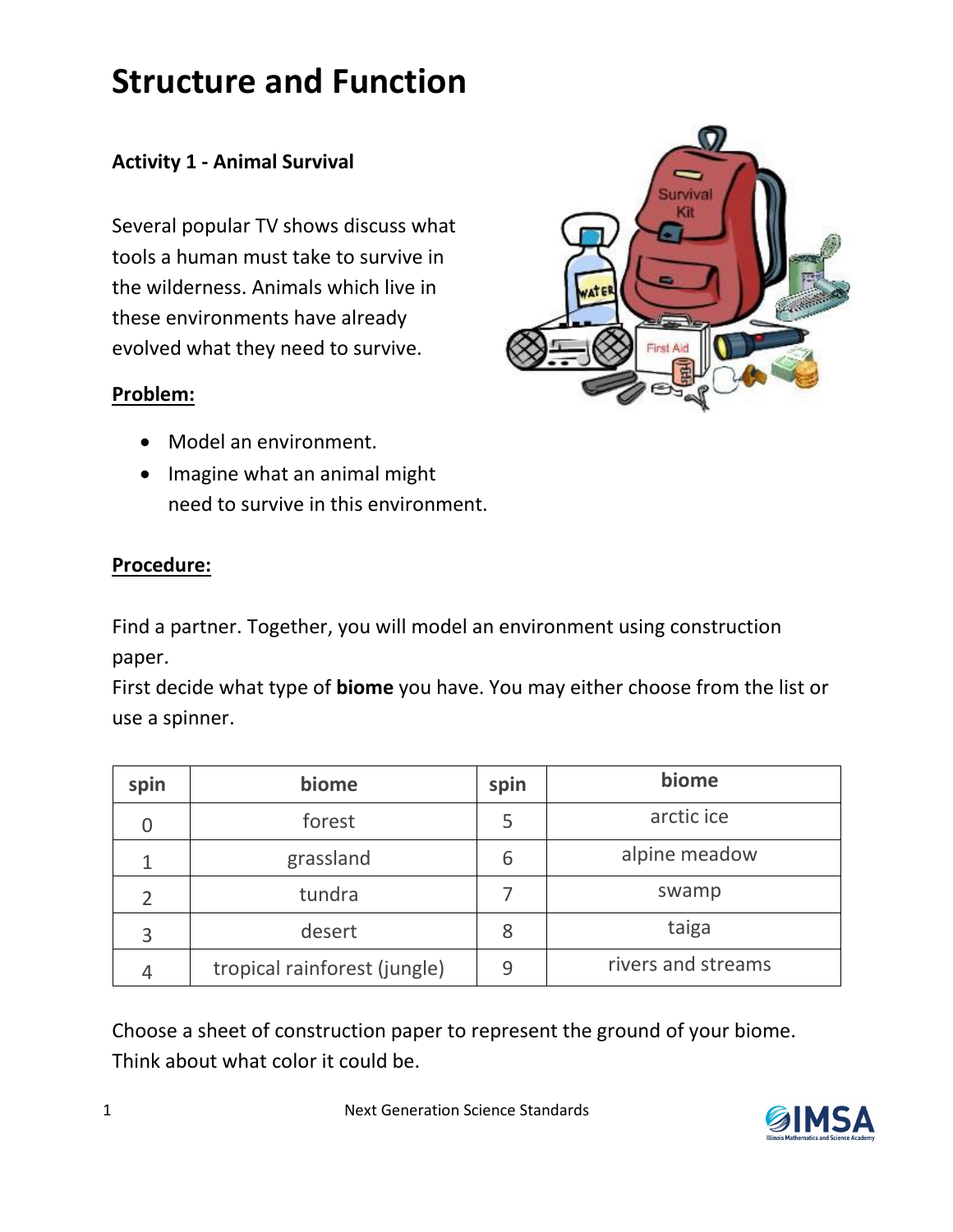# Structure and Function

### Activity 1 - Animal Survival

Several popular TV shows discuss what tools a human must take to survive in the wilderness. Animals which live in these environments have already evolved what they need to survive.

**Problem:**

- Model an environment.
- Imagine what an animal might need to survive in this environment.

**Procedure:**

Find a partner. Together, you will model an environment using construction paper.

First decide what type of **biome** you have. You may either choose from the list or use a spinner.

| spin | biome | spin | biome |
|---|---|---|---|
| 0 | forest | 5 | arctic ice |
| 1 | grassland | 6 | alpine meadow |
| 2 | tundra | 7 | swamp |
| 3 | desert | 8 | taiga |
| 4 | tropical rainforest (jungle) | 9 | rivers and streams |

Choose a sheet of construction paper to represent the ground of your biome. Think about what color it could be.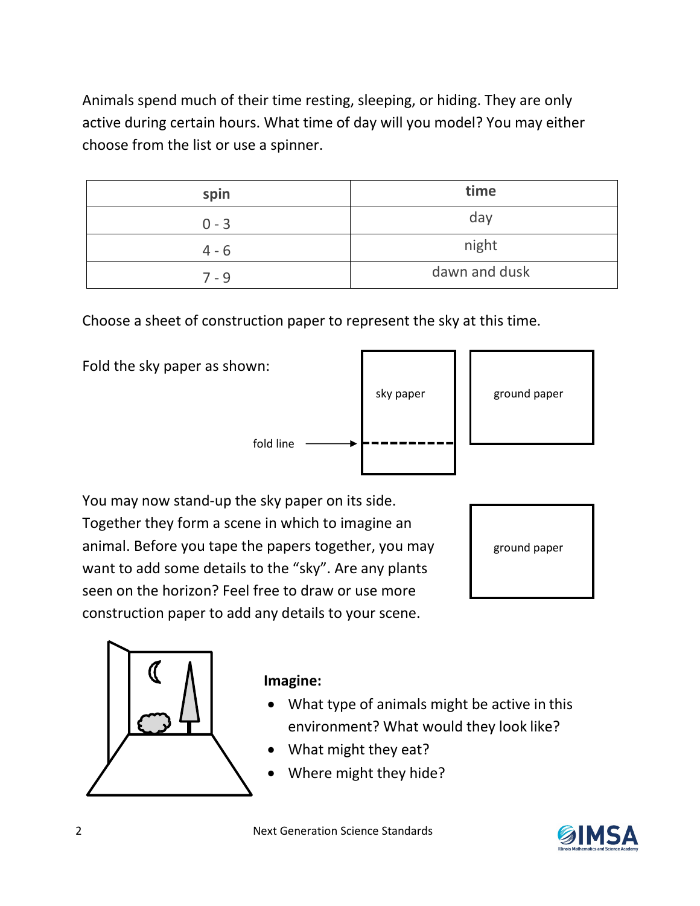Animals spend much of their time resting, sleeping, or hiding. They are only active during certain hours. What time of day will you model? You may either choose from the list or use a spinner.

| spin | time |
| --- | --- |
| 0 - 3 | day |
| 4 - 6 | night |
| 7 - 9 | dawn and dusk |

Choose a sheet of construction paper to represent the sky at this time.

Fold the sky paper as shown:

fold line

sky paper

ground paper

You may now stand-up the sky paper on its side. Together they form a scene in which to imagine an animal. Before you tape the papers together, you may want to add some details to the "sky". Are any plants seen on the horizon? Feel free to draw or use more construction paper to add any details to your scene.

ground paper

**Imagine:**

- What type of animals might be active in this environment? What would they look like?
- What might they eat?
- Where might they hide?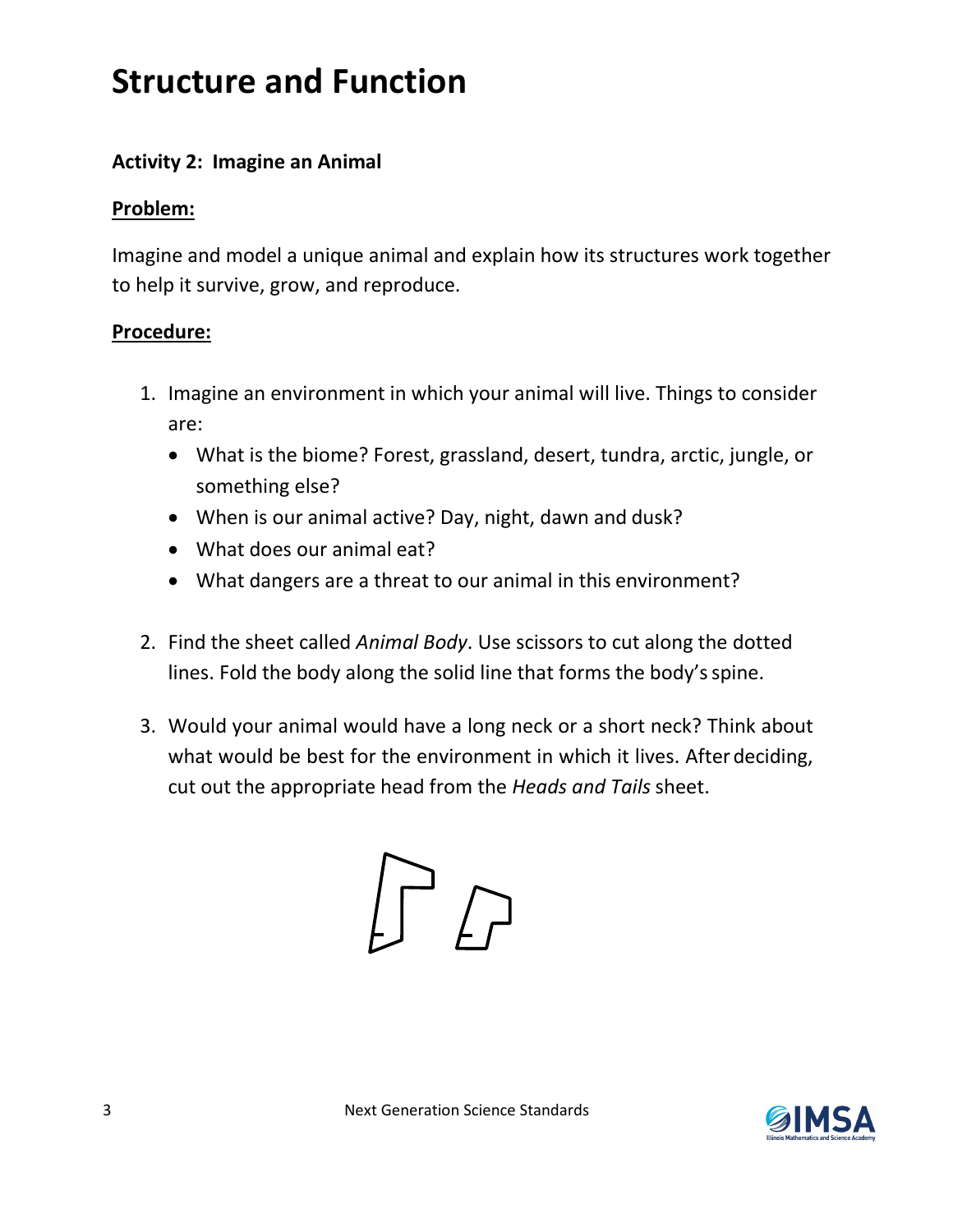# Structure and Function

**Activity 2: Imagine an Animal**

**Problem:**

Imagine and model a unique animal and explain how its structures work together to help it survive, grow, and reproduce.

**Procedure:**

1. Imagine an environment in which your animal will live. Things to consider are:
   - What is the biome? Forest, grassland, desert, tundra, arctic, jungle, or something else?
   - When is our animal active? Day, night, dawn and dusk?
   - What does our animal eat?
   - What dangers are a threat to our animal in this environment?

2. Find the sheet called *Animal Body*. Use scissors to cut along the dotted lines. Fold the body along the solid line that forms the body's spine.

3. Would your animal would have a long neck or a short neck? Think about what would be best for the environment in which it lives. After deciding, cut out the appropriate head from the *Heads and Tails* sheet.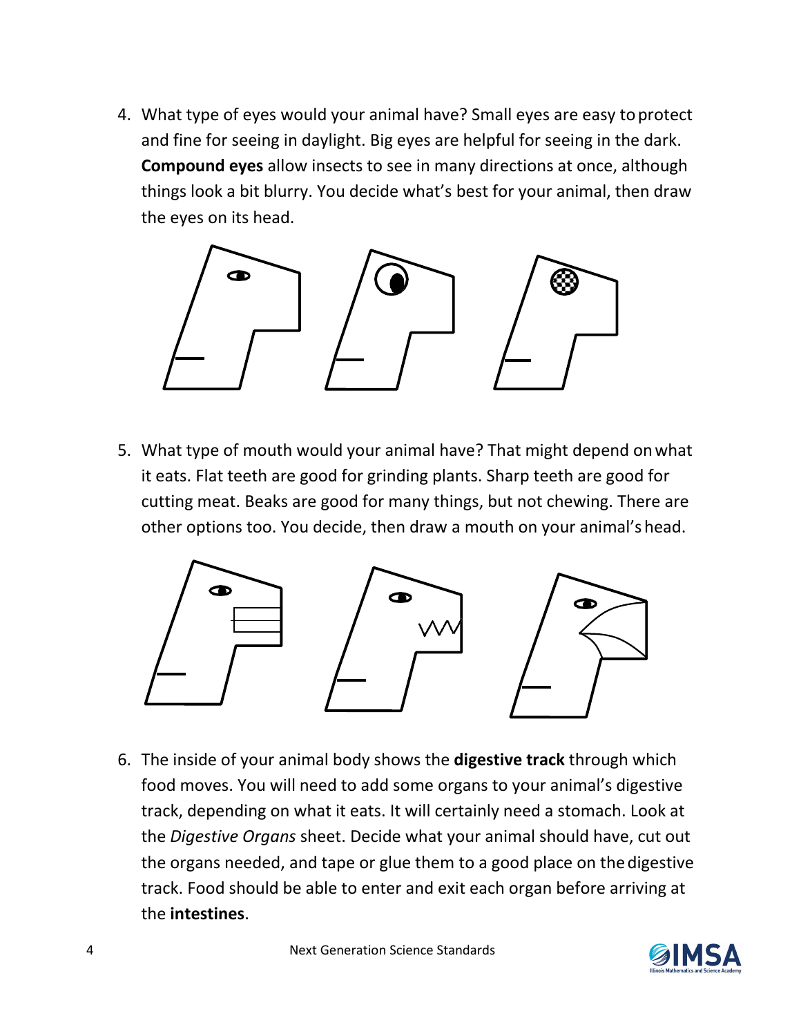4. What type of eyes would your animal have? Small eyes are easy to protect and fine for seeing in daylight. Big eyes are helpful for seeing in the dark. **Compound eyes** allow insects to see in many directions at once, although things look a bit blurry. You decide what's best for your animal, then draw the eyes on its head.

5. What type of mouth would your animal have? That might depend on what it eats. Flat teeth are good for grinding plants. Sharp teeth are good for cutting meat. Beaks are good for many things, but not chewing. There are other options too. You decide, then draw a mouth on your animal's head.

6. The inside of your animal body shows the **digestive track** through which food moves. You will need to add some organs to your animal's digestive track, depending on what it eats. It will certainly need a stomach. Look at the *Digestive Organs* sheet. Decide what your animal should have, cut out the organs needed, and tape or glue them to a good place on the digestive track. Food should be able to enter and exit each organ before arriving at the **intestines**.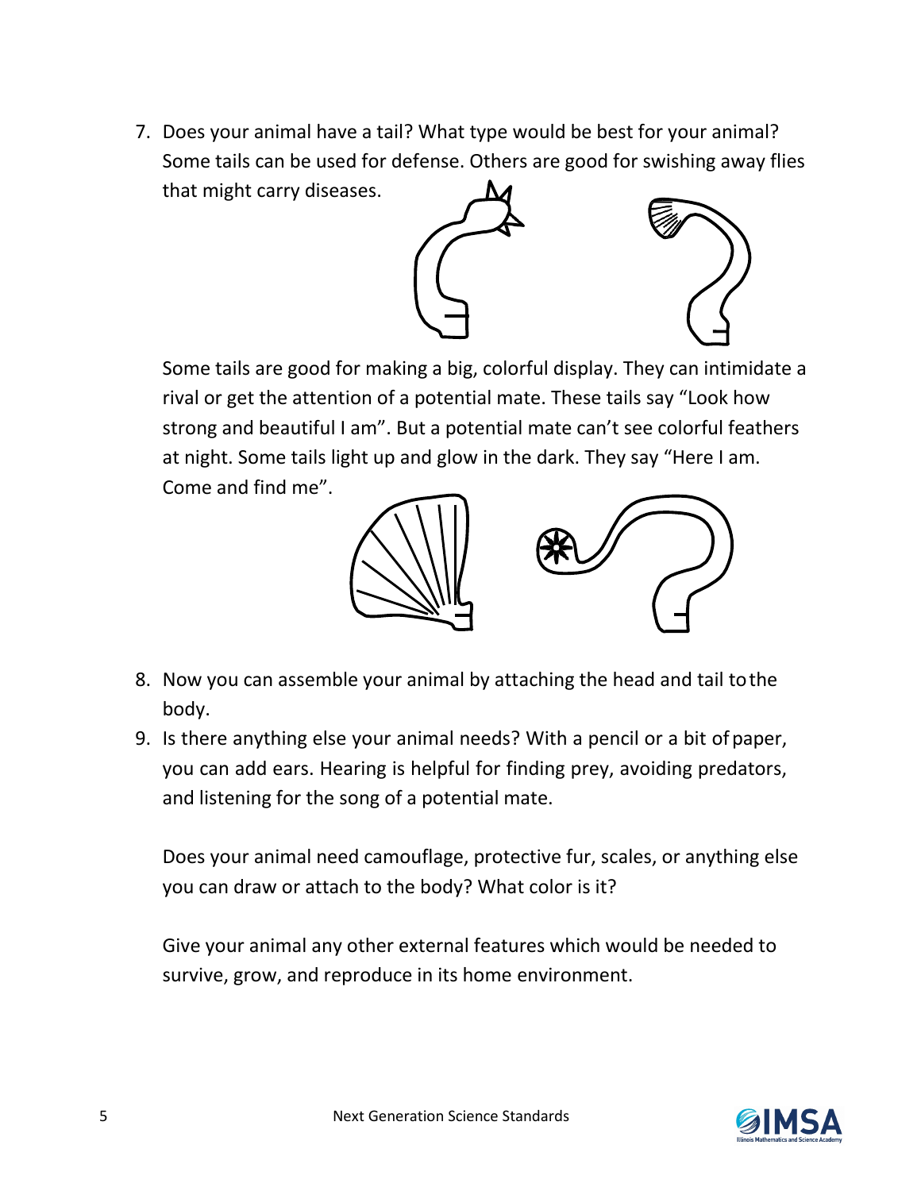7. Does your animal have a tail? What type would be best for your animal? Some tails can be used for defense. Others are good for swishing away flies that might carry diseases.

   Some tails are good for making a big, colorful display. They can intimidate a rival or get the attention of a potential mate. These tails say "Look how strong and beautiful I am". But a potential mate can't see colorful feathers at night. Some tails light up and glow in the dark. They say "Here I am. Come and find me".

8. Now you can assemble your animal by attaching the head and tail to the body.
9. Is there anything else your animal needs? With a pencil or a bit of paper, you can add ears. Hearing is helpful for finding prey, avoiding predators, and listening for the song of a potential mate.

   Does your animal need camouflage, protective fur, scales, or anything else you can draw or attach to the body? What color is it?

   Give your animal any other external features which would be needed to survive, grow, and reproduce in its home environment.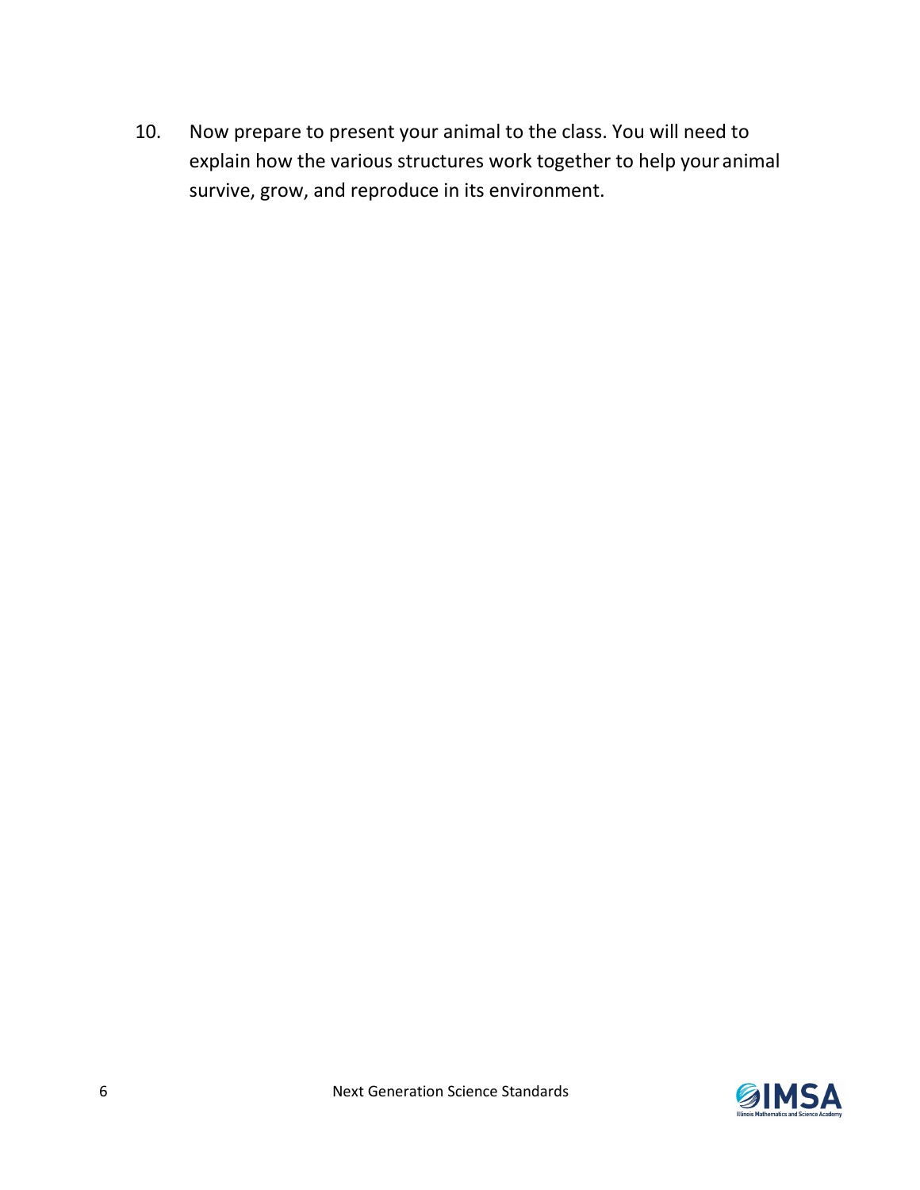10. Now prepare to present your animal to the class. You will need to explain how the various structures work together to help your animal survive, grow, and reproduce in its environment.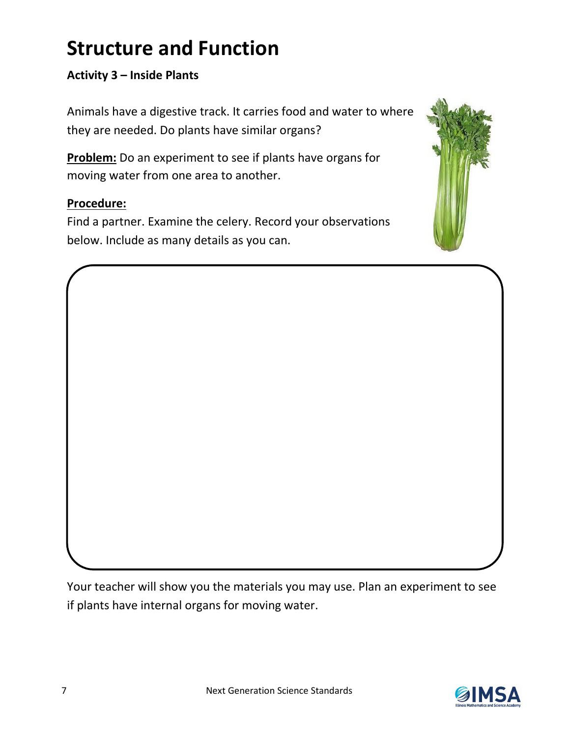# Structure and Function

**Activity 3 – Inside Plants**

Animals have a digestive track. It carries food and water to where they are needed. Do plants have similar organs?

**Problem:** Do an experiment to see if plants have organs for moving water from one area to another.

**Procedure:**
Find a partner. Examine the celery. Record your observations below. Include as many details as you can.

Your teacher will show you the materials you may use. Plan an experiment to see if plants have internal organs for moving water.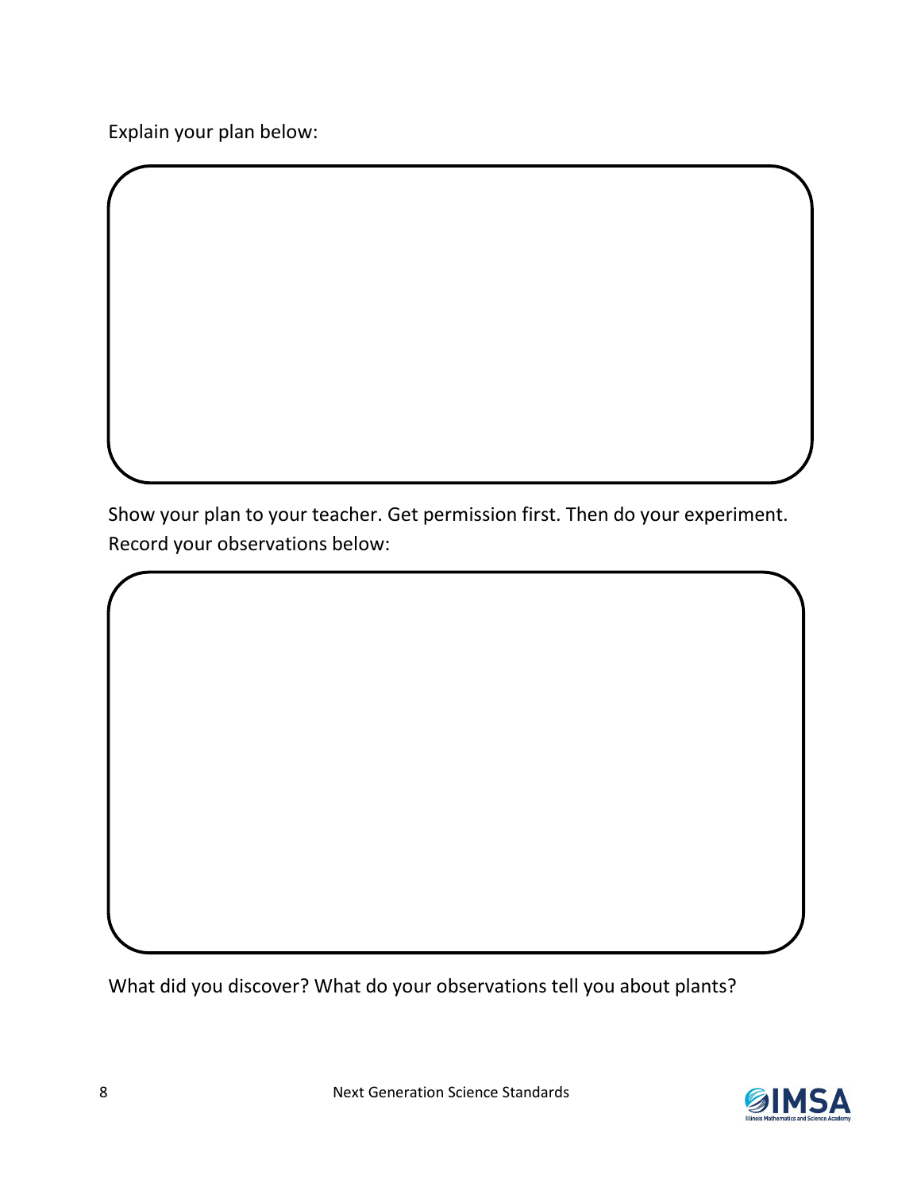Explain your plan below:

Show your plan to your teacher. Get permission first. Then do your experiment.
Record your observations below:

What did you discover? What do your observations tell you about plants?